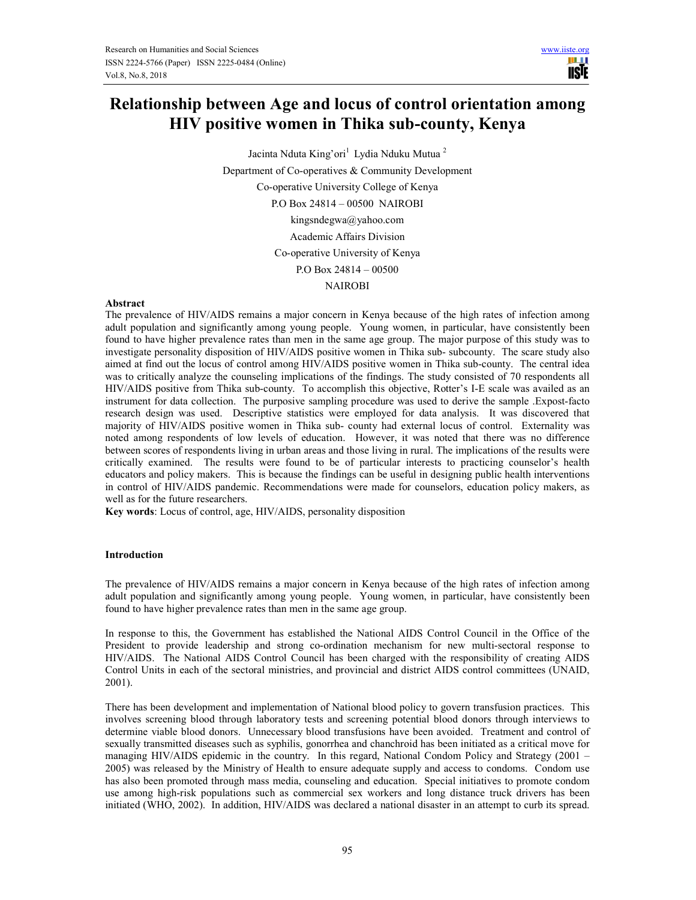# Relationship between Age and locus of control orientation among HIV positive women in Thika sub-county, Kenya

Jacinta Nduta King'ori[1] Lydia Nduku Mutua [2]

Department of Co-operatives & Community Development

Co-operative University College of Kenya

P.O Box 24814 – 00500 NAIROBI

kingsndegwa@yahoo.com

Academic Affairs Division

Co-operative University of Kenya

P.O Box 24814 – 00500

NAIROBI

**Abstract**

The prevalence of HIV/AIDS remains a major concern in Kenya because of the high rates of infection among adult population and significantly among young people. Young women, in particular, have consistently been found to have higher prevalence rates than men in the same age group. The major purpose of this study was to investigate personality disposition of HIV/AIDS positive women in Thika sub- subcounty. The scare study also aimed at find out the locus of control among HIV/AIDS positive women in Thika sub-county. The central idea was to critically analyze the counseling implications of the findings. The study consisted of 70 respondents all HIV/AIDS positive from Thika sub-county. To accomplish this objective, Rotter's I-E scale was availed as an instrument for data collection. The purposive sampling procedure was used to derive the sample .Expost-facto research design was used. Descriptive statistics were employed for data analysis. It was discovered that majority of HIV/AIDS positive women in Thika sub- county had external locus of control. Externality was noted among respondents of low levels of education. However, it was noted that there was no difference between scores of respondents living in urban areas and those living in rural. The implications of the results were critically examined. The results were found to be of particular interests to practicing counselor's health educators and policy makers. This is because the findings can be useful in designing public health interventions in control of HIV/AIDS pandemic. Recommendations were made for counselors, education policy makers, as well as for the future researchers.

**Key words**: Locus of control, age, HIV/AIDS, personality disposition

## Introduction

The prevalence of HIV/AIDS remains a major concern in Kenya because of the high rates of infection among adult population and significantly among young people. Young women, in particular, have consistently been found to have higher prevalence rates than men in the same age group.

In response to this, the Government has established the National AIDS Control Council in the Office of the President to provide leadership and strong co-ordination mechanism for new multi-sectoral response to HIV/AIDS. The National AIDS Control Council has been charged with the responsibility of creating AIDS Control Units in each of the sectoral ministries, and provincial and district AIDS control committees (UNAID, 2001).

There has been development and implementation of National blood policy to govern transfusion practices. This involves screening blood through laboratory tests and screening potential blood donors through interviews to determine viable blood donors. Unnecessary blood transfusions have been avoided. Treatment and control of sexually transmitted diseases such as syphilis, gonorrhea and chanchroid has been initiated as a critical move for managing HIV/AIDS epidemic in the country. In this regard, National Condom Policy and Strategy (2001 – 2005) was released by the Ministry of Health to ensure adequate supply and access to condoms. Condom use has also been promoted through mass media, counseling and education. Special initiatives to promote condom use among high-risk populations such as commercial sex workers and long distance truck drivers has been initiated (WHO, 2002). In addition, HIV/AIDS was declared a national disaster in an attempt to curb its spread.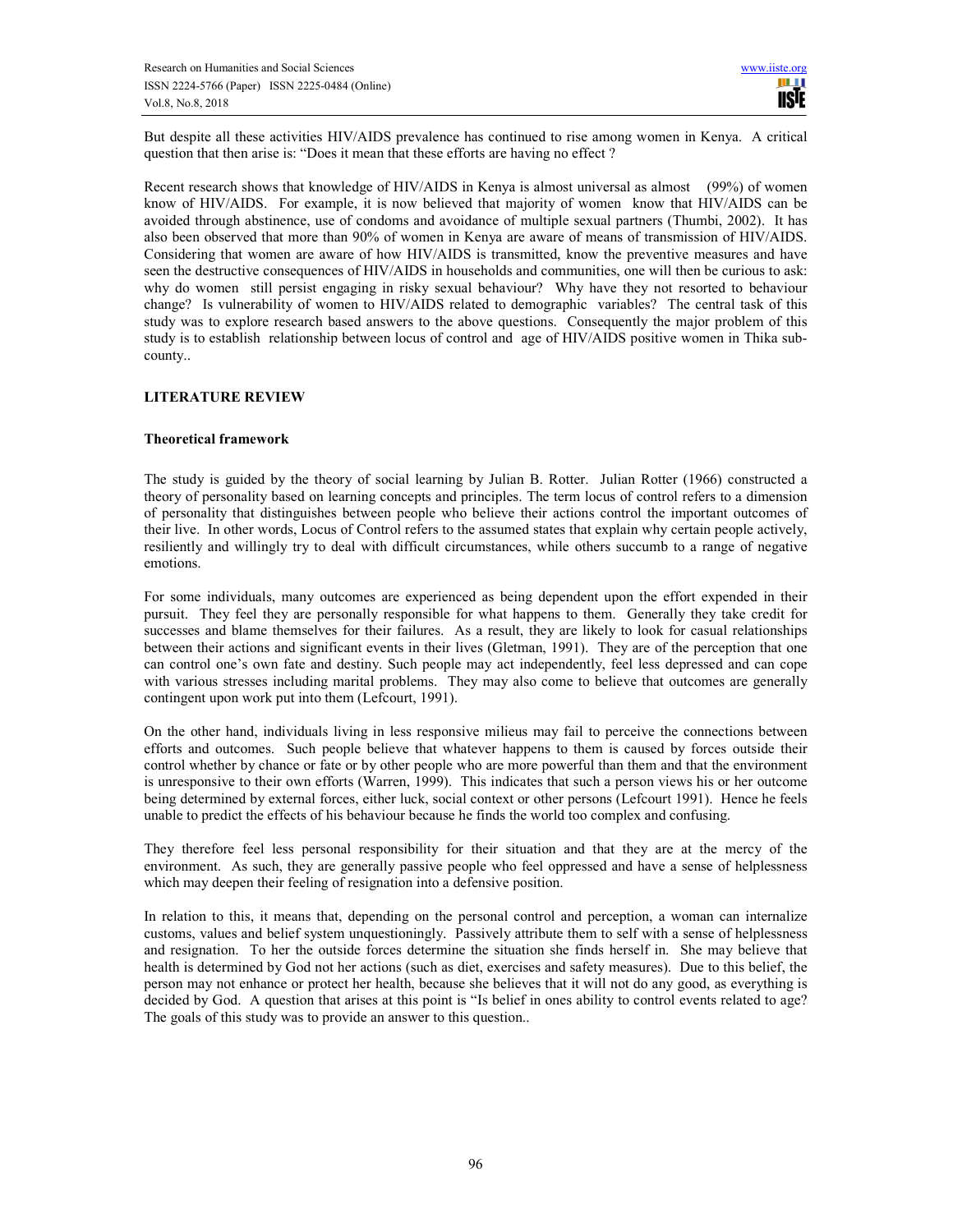But despite all these activities HIV/AIDS prevalence has continued to rise among women in Kenya. A critical question that then arise is: "Does it mean that these efforts are having no effect ?

Recent research shows that knowledge of HIV/AIDS in Kenya is almost universal as almost (99%) of women know of HIV/AIDS. For example, it is now believed that majority of women know that HIV/AIDS can be avoided through abstinence, use of condoms and avoidance of multiple sexual partners (Thumbi, 2002). It has also been observed that more than 90% of women in Kenya are aware of means of transmission of HIV/AIDS. Considering that women are aware of how HIV/AIDS is transmitted, know the preventive measures and have seen the destructive consequences of HIV/AIDS in households and communities, one will then be curious to ask: why do women still persist engaging in risky sexual behaviour? Why have they not resorted to behaviour change? Is vulnerability of women to HIV/AIDS related to demographic variables? The central task of this study was to explore research based answers to the above questions. Consequently the major problem of this study is to establish relationship between locus of control and age of HIV/AIDS positive women in Thika sub-county..

## LITERATURE REVIEW

### Theoretical framework

The study is guided by the theory of social learning by Julian B. Rotter. Julian Rotter (1966) constructed a theory of personality based on learning concepts and principles. The term locus of control refers to a dimension of personality that distinguishes between people who believe their actions control the important outcomes of their live. In other words, Locus of Control refers to the assumed states that explain why certain people actively, resiliently and willingly try to deal with difficult circumstances, while others succumb to a range of negative emotions.

For some individuals, many outcomes are experienced as being dependent upon the effort expended in their pursuit. They feel they are personally responsible for what happens to them. Generally they take credit for successes and blame themselves for their failures. As a result, they are likely to look for casual relationships between their actions and significant events in their lives (Gletman, 1991). They are of the perception that one can control one's own fate and destiny. Such people may act independently, feel less depressed and can cope with various stresses including marital problems. They may also come to believe that outcomes are generally contingent upon work put into them (Lefcourt, 1991).

On the other hand, individuals living in less responsive milieus may fail to perceive the connections between efforts and outcomes. Such people believe that whatever happens to them is caused by forces outside their control whether by chance or fate or by other people who are more powerful than them and that the environment is unresponsive to their own efforts (Warren, 1999). This indicates that such a person views his or her outcome being determined by external forces, either luck, social context or other persons (Lefcourt 1991). Hence he feels unable to predict the effects of his behaviour because he finds the world too complex and confusing.

They therefore feel less personal responsibility for their situation and that they are at the mercy of the environment. As such, they are generally passive people who feel oppressed and have a sense of helplessness which may deepen their feeling of resignation into a defensive position.

In relation to this, it means that, depending on the personal control and perception, a woman can internalize customs, values and belief system unquestioningly. Passively attribute them to self with a sense of helplessness and resignation. To her the outside forces determine the situation she finds herself in. She may believe that health is determined by God not her actions (such as diet, exercises and safety measures). Due to this belief, the person may not enhance or protect her health, because she believes that it will not do any good, as everything is decided by God. A question that arises at this point is "Is belief in ones ability to control events related to age? The goals of this study was to provide an answer to this question..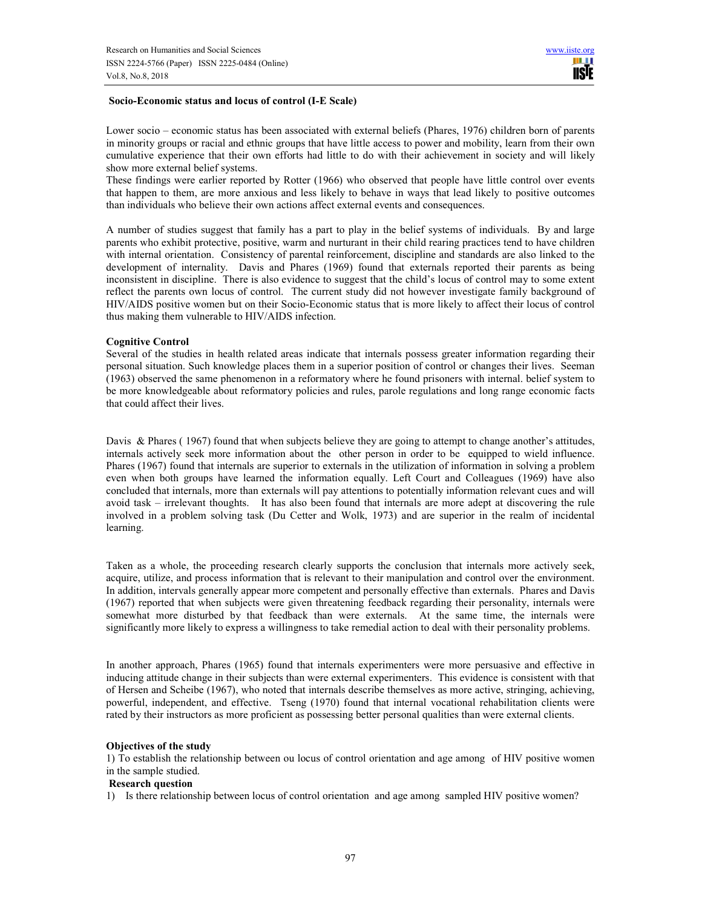**Socio-Economic status and locus of control (I-E Scale)**

Lower socio – economic status has been associated with external beliefs (Phares, 1976) children born of parents in minority groups or racial and ethnic groups that have little access to power and mobility, learn from their own cumulative experience that their own efforts had little to do with their achievement in society and will likely show more external belief systems.

These findings were earlier reported by Rotter (1966) who observed that people have little control over events that happen to them, are more anxious and less likely to behave in ways that lead likely to positive outcomes than individuals who believe their own actions affect external events and consequences.

A number of studies suggest that family has a part to play in the belief systems of individuals. By and large parents who exhibit protective, positive, warm and nurturant in their child rearing practices tend to have children with internal orientation. Consistency of parental reinforcement, discipline and standards are also linked to the development of internality. Davis and Phares (1969) found that externals reported their parents as being inconsistent in discipline. There is also evidence to suggest that the child's locus of control may to some extent reflect the parents own locus of control. The current study did not however investigate family background of HIV/AIDS positive women but on their Socio-Economic status that is more likely to affect their locus of control thus making them vulnerable to HIV/AIDS infection.

**Cognitive Control**

Several of the studies in health related areas indicate that internals possess greater information regarding their personal situation. Such knowledge places them in a superior position of control or changes their lives. Seeman (1963) observed the same phenomenon in a reformatory where he found prisoners with internal. belief system to be more knowledgeable about reformatory policies and rules, parole regulations and long range economic facts that could affect their lives.

Davis & Phares ( 1967) found that when subjects believe they are going to attempt to change another's attitudes, internals actively seek more information about the other person in order to be equipped to wield influence. Phares (1967) found that internals are superior to externals in the utilization of information in solving a problem even when both groups have learned the information equally. Left Court and Colleagues (1969) have also concluded that internals, more than externals will pay attentions to potentially information relevant cues and will avoid task – irrelevant thoughts. It has also been found that internals are more adept at discovering the rule involved in a problem solving task (Du Cetter and Wolk, 1973) and are superior in the realm of incidental learning.

Taken as a whole, the proceeding research clearly supports the conclusion that internals more actively seek, acquire, utilize, and process information that is relevant to their manipulation and control over the environment. In addition, intervals generally appear more competent and personally effective than externals. Phares and Davis (1967) reported that when subjects were given threatening feedback regarding their personality, internals were somewhat more disturbed by that feedback than were externals. At the same time, the internals were significantly more likely to express a willingness to take remedial action to deal with their personality problems.

In another approach, Phares (1965) found that internals experimenters were more persuasive and effective in inducing attitude change in their subjects than were external experimenters. This evidence is consistent with that of Hersen and Scheibe (1967), who noted that internals describe themselves as more active, stringing, achieving, powerful, independent, and effective. Tseng (1970) found that internal vocational rehabilitation clients were rated by their instructors as more proficient as possessing better personal qualities than were external clients.

**Objectives of the study**

1) To establish the relationship between ou locus of control orientation and age among of HIV positive women in the sample studied.

**Research question**

1) Is there relationship between locus of control orientation and age among sampled HIV positive women?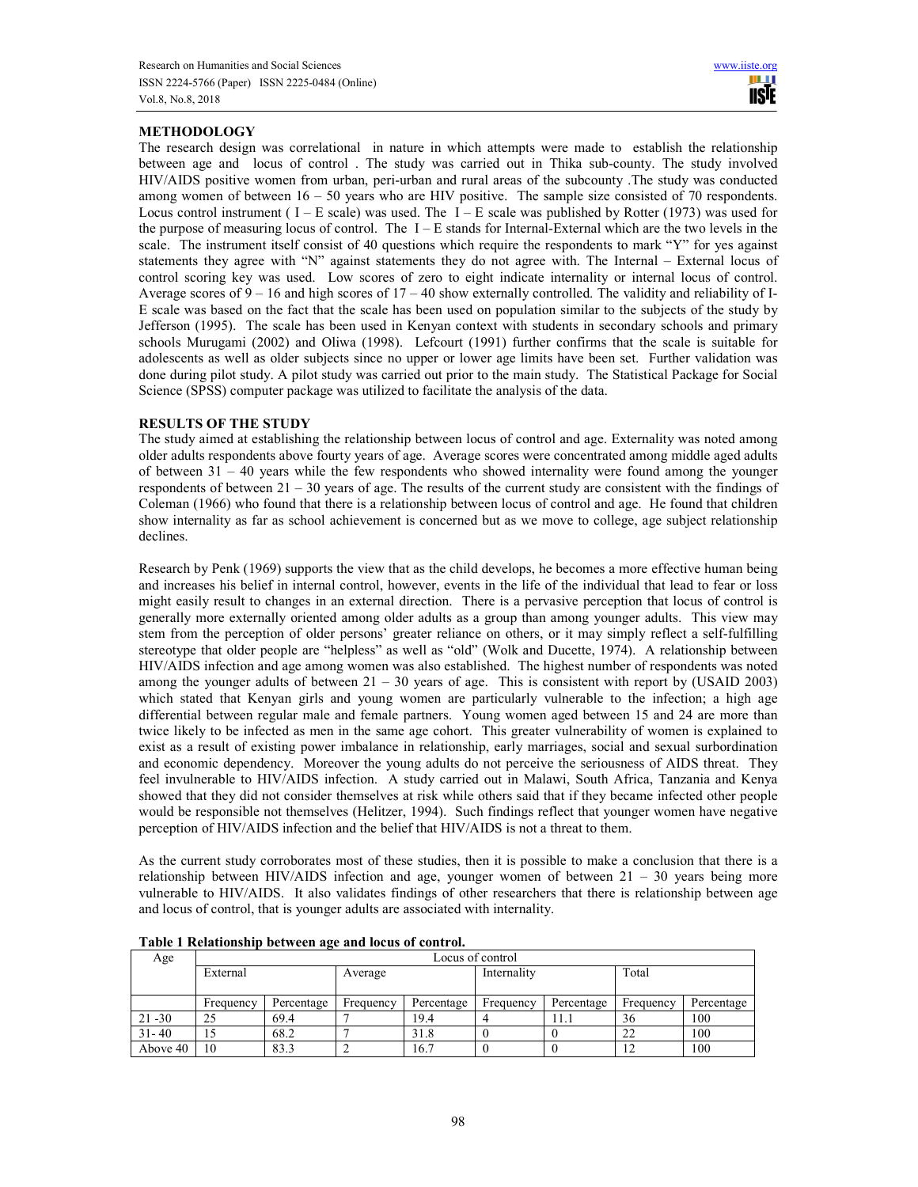## METHODOLOGY

The research design was correlational in nature in which attempts were made to establish the relationship between age and locus of control . The study was carried out in Thika sub-county. The study involved HIV/AIDS positive women from urban, peri-urban and rural areas of the subcounty .The study was conducted among women of between 16 – 50 years who are HIV positive. The sample size consisted of 70 respondents. Locus control instrument ( I – E scale) was used. The I – E scale was published by Rotter (1973) was used for the purpose of measuring locus of control. The I – E stands for Internal-External which are the two levels in the scale. The instrument itself consist of 40 questions which require the respondents to mark "Y" for yes against statements they agree with "N" against statements they do not agree with. The Internal – External locus of control scoring key was used. Low scores of zero to eight indicate internality or internal locus of control. Average scores of 9 – 16 and high scores of 17 – 40 show externally controlled. The validity and reliability of I-E scale was based on the fact that the scale has been used on population similar to the subjects of the study by Jefferson (1995). The scale has been used in Kenyan context with students in secondary schools and primary schools Murugami (2002) and Oliwa (1998). Lefcourt (1991) further confirms that the scale is suitable for adolescents as well as older subjects since no upper or lower age limits have been set. Further validation was done during pilot study. A pilot study was carried out prior to the main study. The Statistical Package for Social Science (SPSS) computer package was utilized to facilitate the analysis of the data.

## RESULTS OF THE STUDY

The study aimed at establishing the relationship between locus of control and age. Externality was noted among older adults respondents above fourty years of age. Average scores were concentrated among middle aged adults of between 31 – 40 years while the few respondents who showed internality were found among the younger respondents of between 21 – 30 years of age. The results of the current study are consistent with the findings of Coleman (1966) who found that there is a relationship between locus of control and age. He found that children show internality as far as school achievement is concerned but as we move to college, age subject relationship declines.

Research by Penk (1969) supports the view that as the child develops, he becomes a more effective human being and increases his belief in internal control, however, events in the life of the individual that lead to fear or loss might easily result to changes in an external direction. There is a pervasive perception that locus of control is generally more externally oriented among older adults as a group than among younger adults. This view may stem from the perception of older persons' greater reliance on others, or it may simply reflect a self-fulfilling stereotype that older people are "helpless" as well as "old" (Wolk and Ducette, 1974). A relationship between HIV/AIDS infection and age among women was also established. The highest number of respondents was noted among the younger adults of between 21 – 30 years of age. This is consistent with report by (USAID 2003) which stated that Kenyan girls and young women are particularly vulnerable to the infection; a high age differential between regular male and female partners. Young women aged between 15 and 24 are more than twice likely to be infected as men in the same age cohort. This greater vulnerability of women is explained to exist as a result of existing power imbalance in relationship, early marriages, social and sexual surbordination and economic dependency. Moreover the young adults do not perceive the seriousness of AIDS threat. They feel invulnerable to HIV/AIDS infection. A study carried out in Malawi, South Africa, Tanzania and Kenya showed that they did not consider themselves at risk while others said that if they became infected other people would be responsible not themselves (Helitzer, 1994). Such findings reflect that younger women have negative perception of HIV/AIDS infection and the belief that HIV/AIDS is not a threat to them.

As the current study corroborates most of these studies, then it is possible to make a conclusion that there is a relationship between HIV/AIDS infection and age, younger women of between 21 – 30 years being more vulnerable to HIV/AIDS. It also validates findings of other researchers that there is relationship between age and locus of control, that is younger adults are associated with internality.

**Table 1 Relationship between age and locus of control.**

| Age | Locus of control | | | | | | | |
|---|---|---|---|---|---|---|---|---|
| | External | | Average | | Internality | | Total | |
| | Frequency | Percentage | Frequency | Percentage | Frequency | Percentage | Frequency | Percentage |
| 21 -30 | 25 | 69.4 | 7 | 19.4 | 4 | 11.1 | 36 | 100 |
| 31- 40 | 15 | 68.2 | 7 | 31.8 | 0 | 0 | 22 | 100 |
| Above 40 | 10 | 83.3 | 2 | 16.7 | 0 | 0 | 12 | 100 |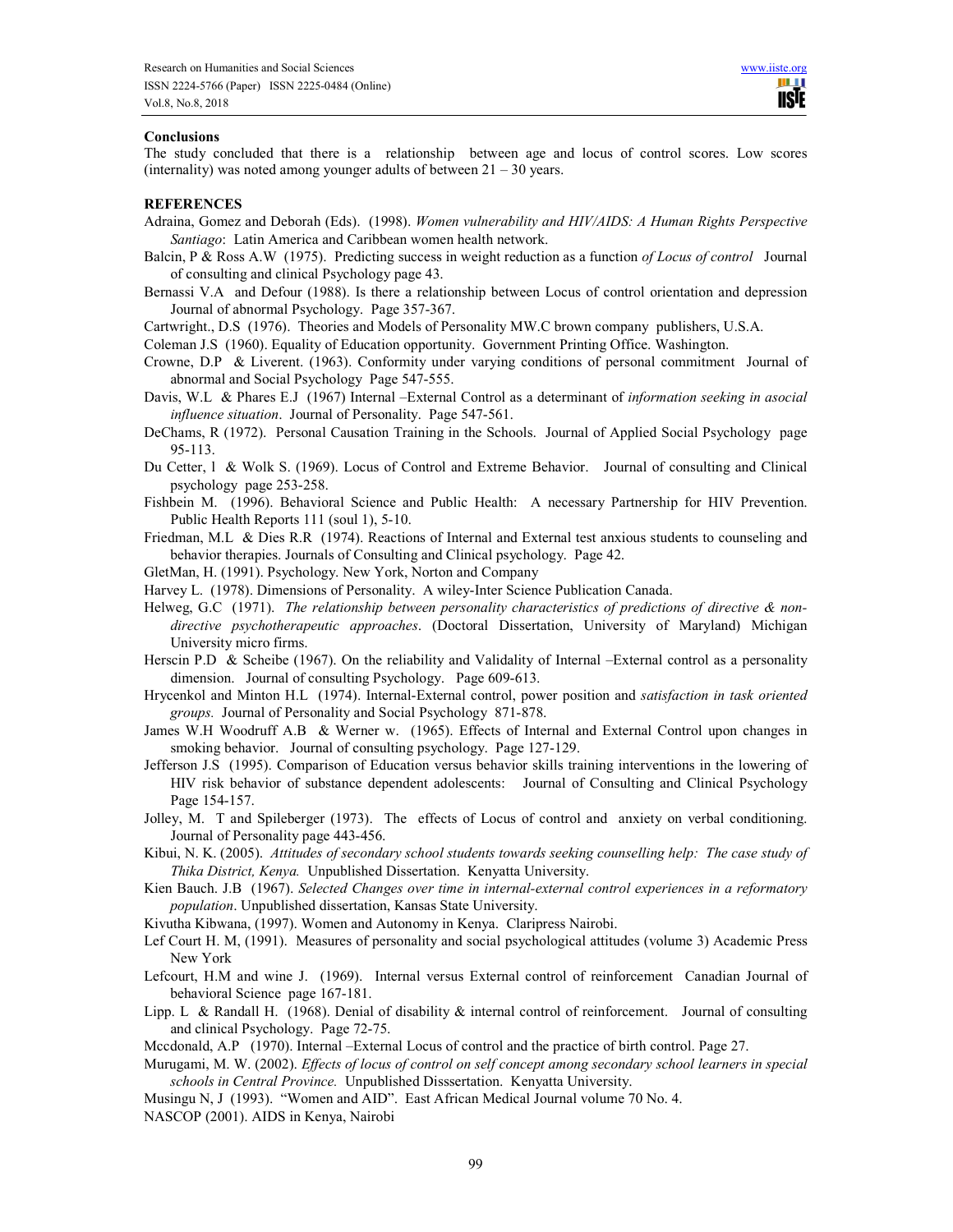## Conclusions

The study concluded that there is a relationship between age and locus of control scores. Low scores (internality) was noted among younger adults of between 21 – 30 years.

## REFERENCES

Adraina, Gomez and Deborah (Eds). (1998). *Women vulnerability and HIV/AIDS: A Human Rights Perspective Santiago*: Latin America and Caribbean women health network.

Balcin, P & Ross A.W (1975). Predicting success in weight reduction as a function *of Locus of control* Journal of consulting and clinical Psychology page 43.

Bernassi V.A and Defour (1988). Is there a relationship between Locus of control orientation and depression Journal of abnormal Psychology. Page 357-367.

Cartwright., D.S (1976). Theories and Models of Personality MW.C brown company publishers, U.S.A.

Coleman J.S (1960). Equality of Education opportunity. Government Printing Office. Washington.

Crowne, D.P & Liverent. (1963). Conformity under varying conditions of personal commitment Journal of abnormal and Social Psychology Page 547-555.

Davis, W.L & Phares E.J (1967) Internal –External Control as a determinant of *information seeking in asocial influence situation*. Journal of Personality. Page 547-561.

DeChams, R (1972). Personal Causation Training in the Schools. Journal of Applied Social Psychology page 95-113.

Du Cetter, l & Wolk S. (1969). Locus of Control and Extreme Behavior. Journal of consulting and Clinical psychology page 253-258.

Fishbein M. (1996). Behavioral Science and Public Health: A necessary Partnership for HIV Prevention. Public Health Reports 111 (soul 1), 5-10.

Friedman, M.L & Dies R.R (1974). Reactions of Internal and External test anxious students to counseling and behavior therapies. Journals of Consulting and Clinical psychology. Page 42.

GletMan, H. (1991). Psychology. New York, Norton and Company

Harvey L. (1978). Dimensions of Personality. A wiley-Inter Science Publication Canada.

Helweg, G.C (1971). *The relationship between personality characteristics of predictions of directive & non-directive psychotherapeutic approaches*. (Doctoral Dissertation, University of Maryland) Michigan University micro firms.

Herscin P.D & Scheibe (1967). On the reliability and Validality of Internal –External control as a personality dimension. Journal of consulting Psychology. Page 609-613.

Hrycenkol and Minton H.L (1974). Internal-External control, power position and *satisfaction in task oriented groups.* Journal of Personality and Social Psychology 871-878.

James W.H Woodruff A.B & Werner w. (1965). Effects of Internal and External Control upon changes in smoking behavior. Journal of consulting psychology. Page 127-129.

Jefferson J.S (1995). Comparison of Education versus behavior skills training interventions in the lowering of HIV risk behavior of substance dependent adolescents: Journal of Consulting and Clinical Psychology Page 154-157.

Jolley, M. T and Spileberger (1973). The effects of Locus of control and anxiety on verbal conditioning. Journal of Personality page 443-456.

Kibui, N. K. (2005). *Attitudes of secondary school students towards seeking counselling help: The case study of Thika District, Kenya.* Unpublished Dissertation. Kenyatta University.

Kien Bauch. J.B (1967). *Selected Changes over time in internal-external control experiences in a reformatory population*. Unpublished dissertation, Kansas State University.

Kivutha Kibwana, (1997). Women and Autonomy in Kenya. Claripress Nairobi.

Lef Court H. M, (1991). Measures of personality and social psychological attitudes (volume 3) Academic Press New York

Lefcourt, H.M and wine J. (1969). Internal versus External control of reinforcement Canadian Journal of behavioral Science page 167-181.

Lipp. L & Randall H. (1968). Denial of disability & internal control of reinforcement. Journal of consulting and clinical Psychology. Page 72-75.

Mccdonald, A.P (1970). Internal –External Locus of control and the practice of birth control. Page 27.

Murugami, M. W. (2002). *Effects of locus of control on self concept among secondary school learners in special schools in Central Province.* Unpublished Disssertation. Kenyatta University.

Musingu N, J (1993). "Women and AID". East African Medical Journal volume 70 No. 4.

NASCOP (2001). AIDS in Kenya, Nairobi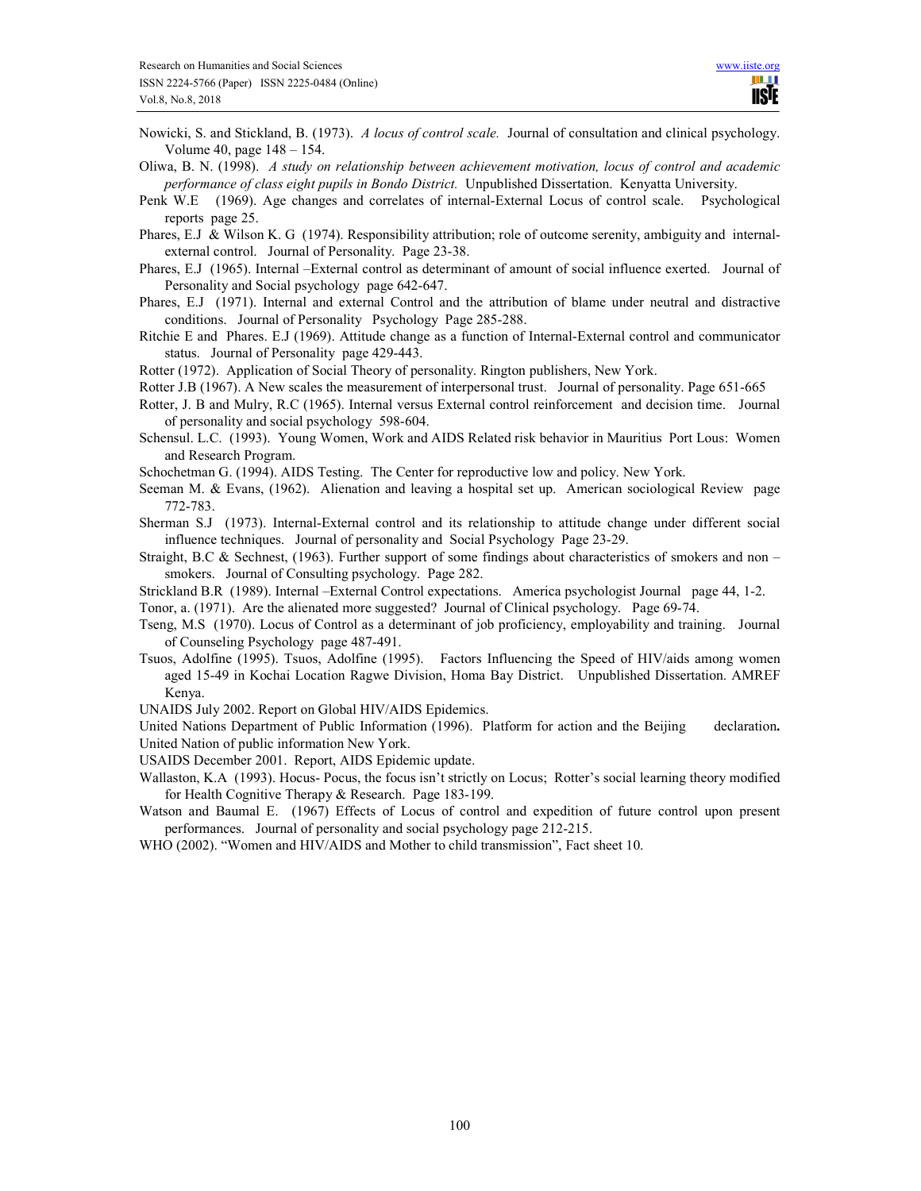Nowicki, S. and Stickland, B. (1973). *A locus of control scale.* Journal of consultation and clinical psychology. Volume 40, page 148 – 154.

Oliwa, B. N. (1998). *A study on relationship between achievement motivation, locus of control and academic performance of class eight pupils in Bondo District.* Unpublished Dissertation. Kenyatta University.

Penk W.E (1969). Age changes and correlates of internal-External Locus of control scale. Psychological reports page 25.

Phares, E.J & Wilson K. G (1974). Responsibility attribution; role of outcome serenity, ambiguity and internal-external control. Journal of Personality. Page 23-38.

Phares, E.J (1965). Internal –External control as determinant of amount of social influence exerted. Journal of Personality and Social psychology page 642-647.

Phares, E.J (1971). Internal and external Control and the attribution of blame under neutral and distractive conditions. Journal of Personality Psychology Page 285-288.

Ritchie E and Phares. E.J (1969). Attitude change as a function of Internal-External control and communicator status. Journal of Personality page 429-443.

Rotter (1972). Application of Social Theory of personality. Rington publishers, New York.

Rotter J.B (1967). A New scales the measurement of interpersonal trust. Journal of personality. Page 651-665

Rotter, J. B and Mulry, R.C (1965). Internal versus External control reinforcement and decision time. Journal of personality and social psychology 598-604.

Schensul. L.C. (1993). Young Women, Work and AIDS Related risk behavior in Mauritius Port Lous: Women and Research Program.

Schochetman G. (1994). AIDS Testing. The Center for reproductive low and policy. New York.

Seeman M. & Evans, (1962). Alienation and leaving a hospital set up. American sociological Review page 772-783.

Sherman S.J (1973). Internal-External control and its relationship to attitude change under different social influence techniques. Journal of personality and Social Psychology Page 23-29.

Straight, B.C & Sechnest, (1963). Further support of some findings about characteristics of smokers and non – smokers. Journal of Consulting psychology. Page 282.

Strickland B.R (1989). Internal –External Control expectations. America psychologist Journal page 44, 1-2.

Tonor, a. (1971). Are the alienated more suggested? Journal of Clinical psychology. Page 69-74.

Tseng, M.S (1970). Locus of Control as a determinant of job proficiency, employability and training. Journal of Counseling Psychology page 487-491.

Tsuos, Adolfine (1995). Tsuos, Adolfine (1995). Factors Influencing the Speed of HIV/aids among women aged 15-49 in Kochai Location Ragwe Division, Homa Bay District. Unpublished Dissertation. AMREF Kenya.

UNAIDS July 2002. Report on Global HIV/AIDS Epidemics.

United Nations Department of Public Information (1996). Platform for action and the Beijing declaration**.** United Nation of public information New York.

USAIDS December 2001. Report, AIDS Epidemic update.

Wallaston, K.A (1993). Hocus- Pocus, the focus isn't strictly on Locus; Rotter's social learning theory modified for Health Cognitive Therapy & Research. Page 183-199.

Watson and Baumal E. (1967) Effects of Locus of control and expedition of future control upon present performances. Journal of personality and social psychology page 212-215.

WHO (2002). "Women and HIV/AIDS and Mother to child transmission", Fact sheet 10.